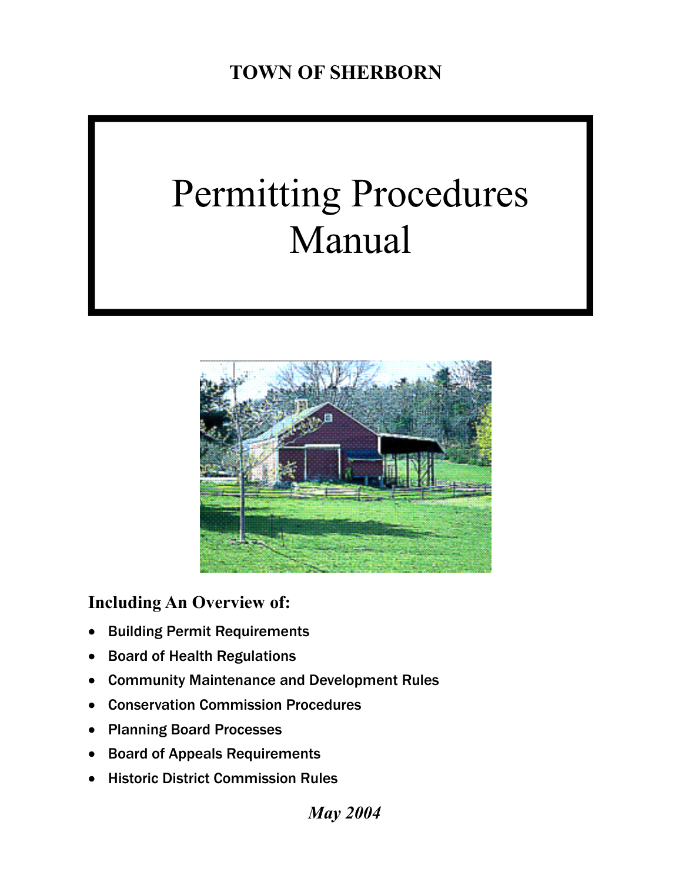**TOWN OF SHERBORN**

# Permitting Procedures Manual

**Including An Overview of:**

- Building Permit Requirements
- Board of Health Regulations
- Community Maintenance and Development Rules
- Conservation Commission Procedures
- Planning Board Processes
- Board of Appeals Requirements
- Historic District Commission Rules

***May 2004***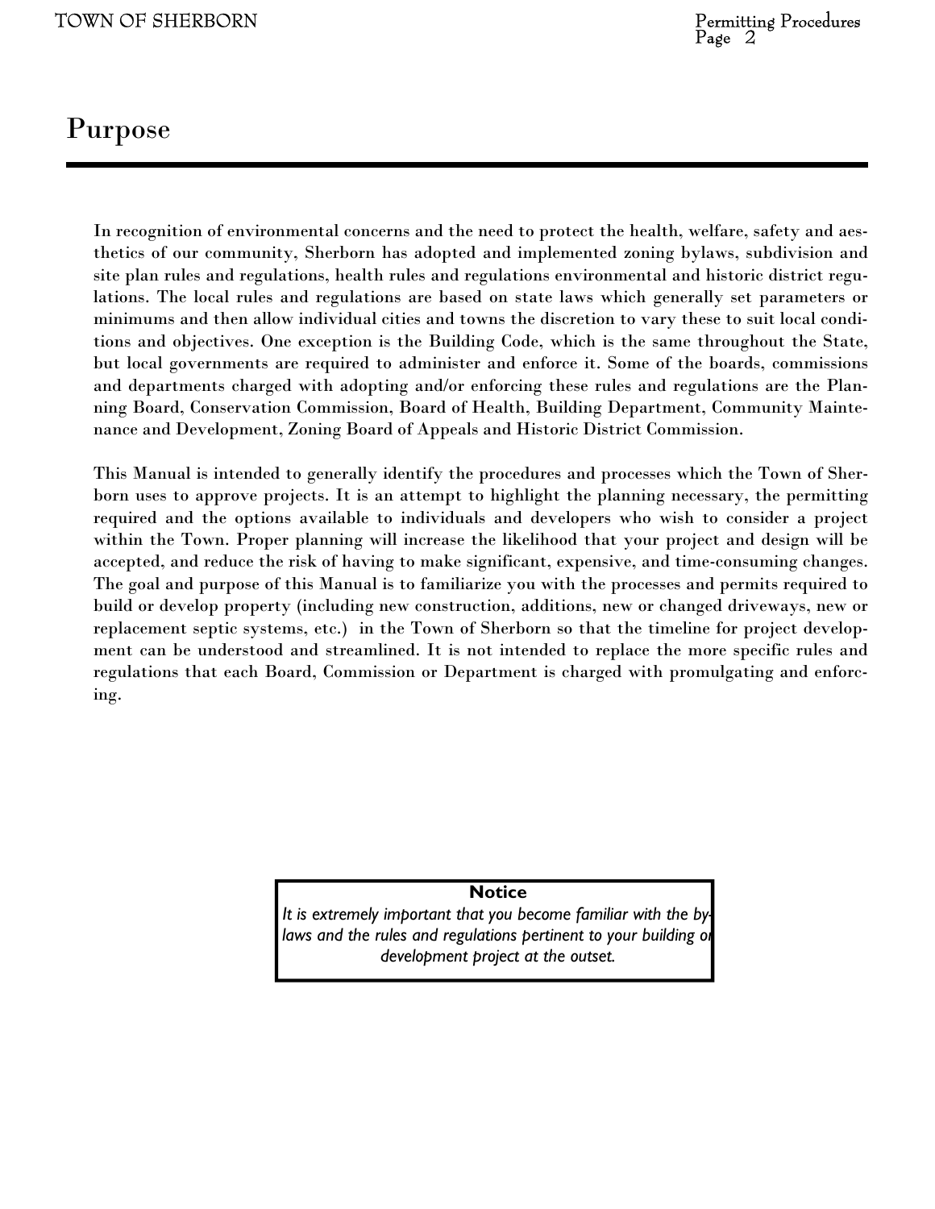# Purpose

In recognition of environmental concerns and the need to protect the health, welfare, safety and aesthetics of our community, Sherborn has adopted and implemented zoning bylaws, subdivision and site plan rules and regulations, health rules and regulations environmental and historic district regulations. The local rules and regulations are based on state laws which generally set parameters or minimums and then allow individual cities and towns the discretion to vary these to suit local conditions and objectives. One exception is the Building Code, which is the same throughout the State, but local governments are required to administer and enforce it. Some of the boards, commissions and departments charged with adopting and/or enforcing these rules and regulations are the Planning Board, Conservation Commission, Board of Health, Building Department, Community Maintenance and Development, Zoning Board of Appeals and Historic District Commission.

This Manual is intended to generally identify the procedures and processes which the Town of Sherborn uses to approve projects. It is an attempt to highlight the planning necessary, the permitting required and the options available to individuals and developers who wish to consider a project within the Town. Proper planning will increase the likelihood that your project and design will be accepted, and reduce the risk of having to make significant, expensive, and time-consuming changes. The goal and purpose of this Manual is to familiarize you with the processes and permits required to build or develop property (including new construction, additions, new or changed driveways, new or replacement septic systems, etc.) in the Town of Sherborn so that the timeline for project development can be understood and streamlined. It is not intended to replace the more specific rules and regulations that each Board, Commission or Department is charged with promulgating and enforcing.

**Notice**

*It is extremely important that you become familiar with the bylaws and the rules and regulations pertinent to your building or development project at the outset.*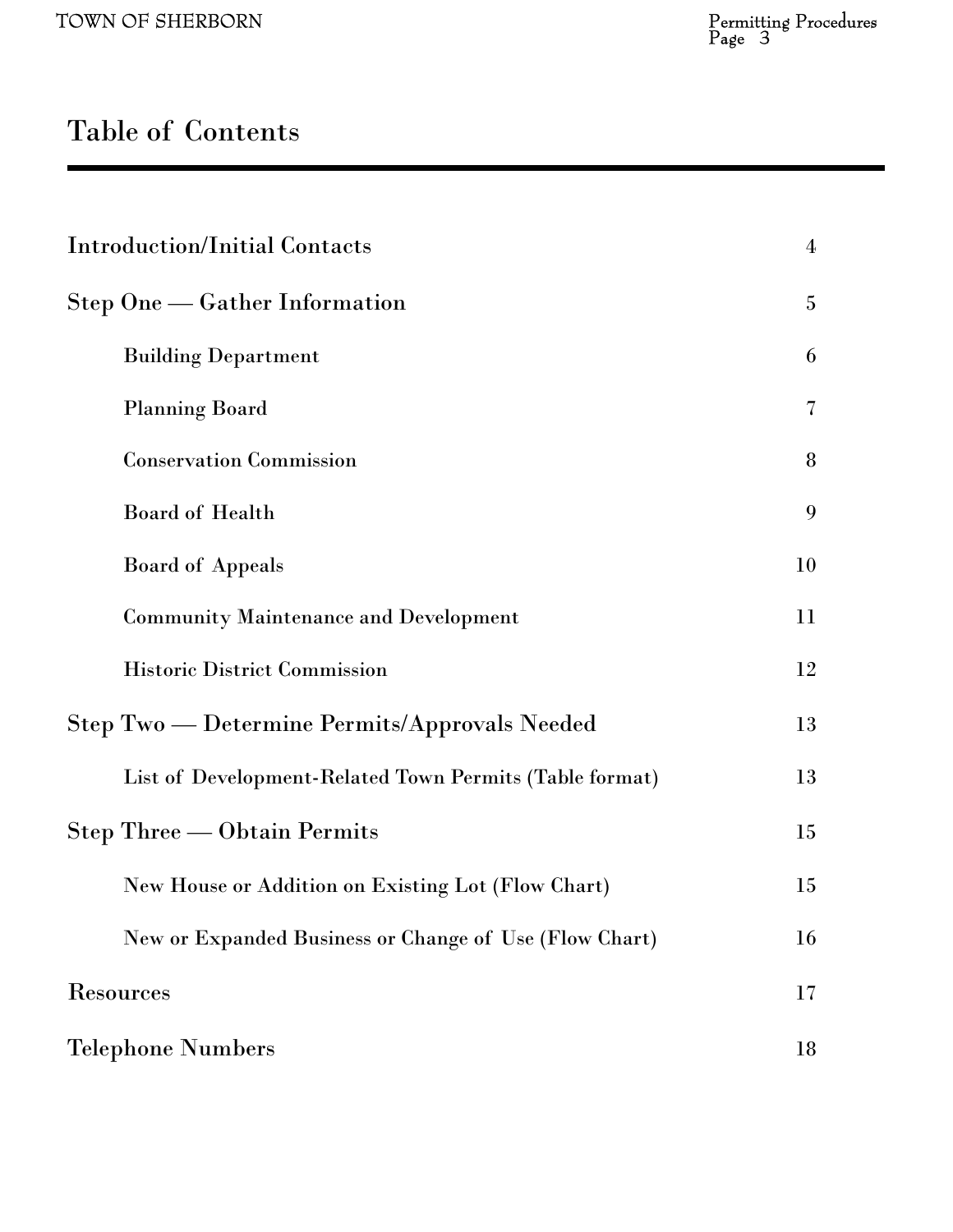# Table of Contents

| | |
|---|---|
| **Introduction/Initial Contacts** | 4 |
| **Step One — Gather Information** | 5 |
| &nbsp;&nbsp;&nbsp;&nbsp;Building Department | 6 |
| &nbsp;&nbsp;&nbsp;&nbsp;Planning Board | 7 |
| &nbsp;&nbsp;&nbsp;&nbsp;Conservation Commission | 8 |
| &nbsp;&nbsp;&nbsp;&nbsp;Board of Health | 9 |
| &nbsp;&nbsp;&nbsp;&nbsp;Board of Appeals | 10 |
| &nbsp;&nbsp;&nbsp;&nbsp;Community Maintenance and Development | 11 |
| &nbsp;&nbsp;&nbsp;&nbsp;Historic District Commission | 12 |
| **Step Two — Determine Permits/Approvals Needed** | 13 |
| &nbsp;&nbsp;&nbsp;&nbsp;List of Development-Related Town Permits (Table format) | 13 |
| **Step Three — Obtain Permits** | 15 |
| &nbsp;&nbsp;&nbsp;&nbsp;New House or Addition on Existing Lot (Flow Chart) | 15 |
| &nbsp;&nbsp;&nbsp;&nbsp;New or Expanded Business or Change of Use (Flow Chart) | 16 |
| **Resources** | 17 |
| **Telephone Numbers** | 18 |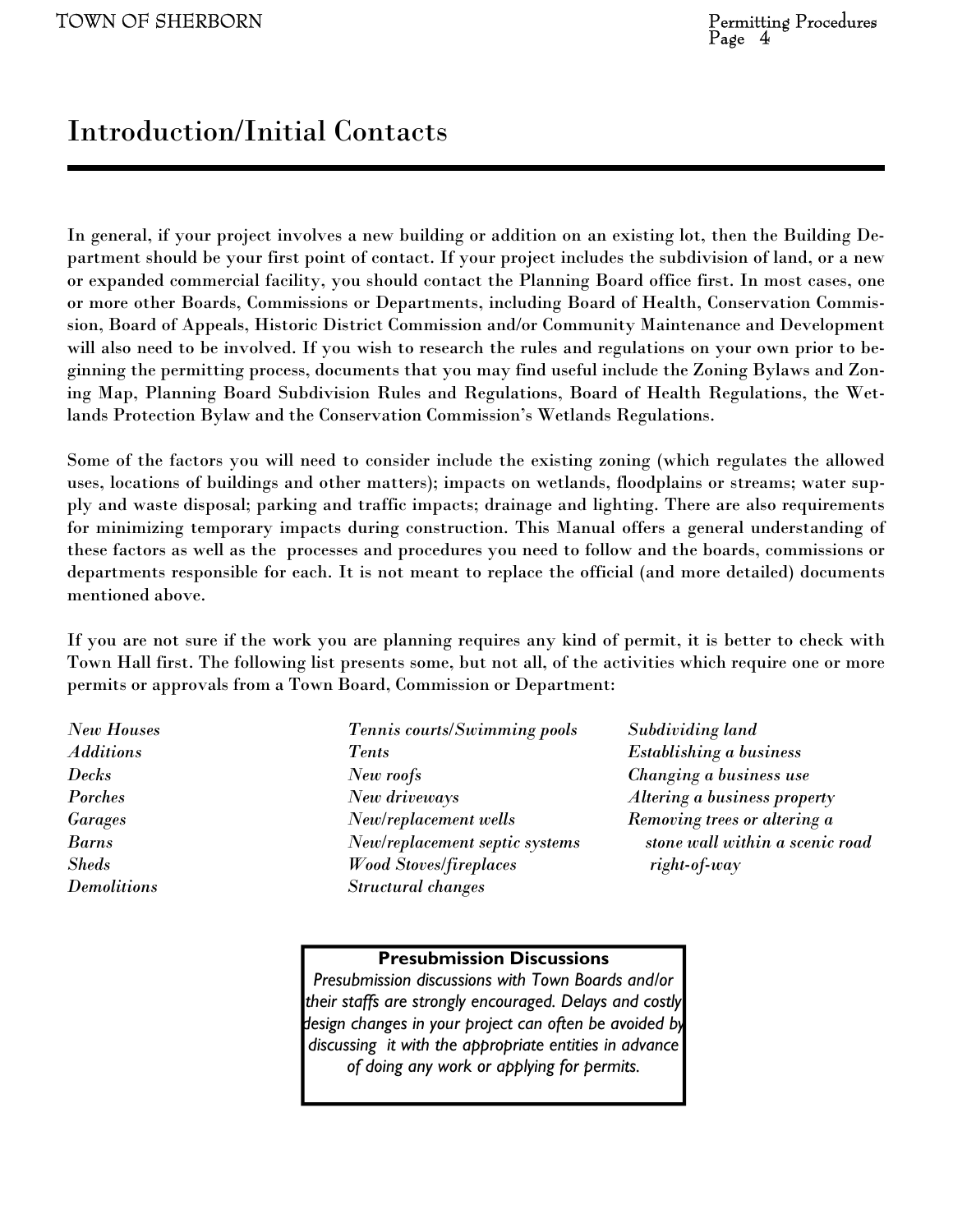# Introduction/Initial Contacts

In general, if your project involves a new building or addition on an existing lot, then the Building Department should be your first point of contact. If your project includes the subdivision of land, or a new or expanded commercial facility, you should contact the Planning Board office first. In most cases, one or more other Boards, Commissions or Departments, including Board of Health, Conservation Commission, Board of Appeals, Historic District Commission and/or Community Maintenance and Development will also need to be involved. If you wish to research the rules and regulations on your own prior to beginning the permitting process, documents that you may find useful include the Zoning Bylaws and Zoning Map, Planning Board Subdivision Rules and Regulations, Board of Health Regulations, the Wetlands Protection Bylaw and the Conservation Commission's Wetlands Regulations.

Some of the factors you will need to consider include the existing zoning (which regulates the allowed uses, locations of buildings and other matters); impacts on wetlands, floodplains or streams; water supply and waste disposal; parking and traffic impacts; drainage and lighting. There are also requirements for minimizing temporary impacts during construction. This Manual offers a general understanding of these factors as well as the processes and procedures you need to follow and the boards, commissions or departments responsible for each. It is not meant to replace the official (and more detailed) documents mentioned above.

If you are not sure if the work you are planning requires any kind of permit, it is better to check with Town Hall first. The following list presents some, but not all, of the activities which require one or more permits or approvals from a Town Board, Commission or Department:

- *New Houses*
- *Additions*
- *Decks*
- *Porches*
- *Garages*
- *Barns*
- *Sheds*
- *Demolitions*
- *Tennis courts/Swimming pools*
- *Tents*
- *New roofs*
- *New driveways*
- *New/replacement wells*
- *New/replacement septic systems*
- *Wood Stoves/fireplaces*
- *Structural changes*
- *Subdividing land*
- *Establishing a business*
- *Changing a business use*
- *Altering a business property*
- *Removing trees or altering a stone wall within a scenic road right-of-way*

**Presubmission Discussions**

*Presubmission discussions with Town Boards and/or their staffs are strongly encouraged. Delays and costly design changes in your project can often be avoided by discussing it with the appropriate entities in advance of doing any work or applying for permits.*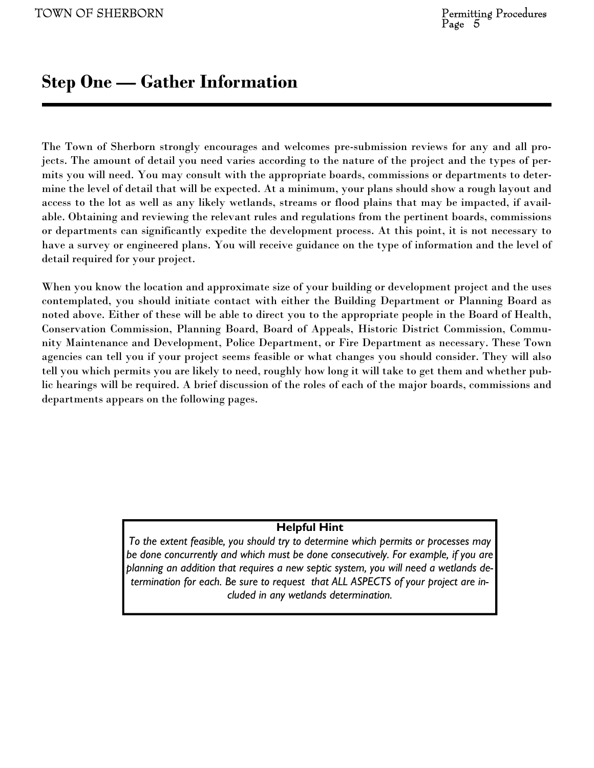# Step One — Gather Information

The Town of Sherborn strongly encourages and welcomes pre-submission reviews for any and all projects. The amount of detail you need varies according to the nature of the project and the types of permits you will need. You may consult with the appropriate boards, commissions or departments to determine the level of detail that will be expected. At a minimum, your plans should show a rough layout and access to the lot as well as any likely wetlands, streams or flood plains that may be impacted, if available. Obtaining and reviewing the relevant rules and regulations from the pertinent boards, commissions or departments can significantly expedite the development process. At this point, it is not necessary to have a survey or engineered plans. You will receive guidance on the type of information and the level of detail required for your project.

When you know the location and approximate size of your building or development project and the uses contemplated, you should initiate contact with either the Building Department or Planning Board as noted above. Either of these will be able to direct you to the appropriate people in the Board of Health, Conservation Commission, Planning Board, Board of Appeals, Historic District Commission, Community Maintenance and Development, Police Department, or Fire Department as necessary. These Town agencies can tell you if your project seems feasible or what changes you should consider. They will also tell you which permits you are likely to need, roughly how long it will take to get them and whether public hearings will be required. A brief discussion of the roles of each of the major boards, commissions and departments appears on the following pages.

**Helpful Hint**

*To the extent feasible, you should try to determine which permits or processes may be done concurrently and which must be done consecutively. For example, if you are planning an addition that requires a new septic system, you will need a wetlands determination for each. Be sure to request that ALL ASPECTS of your project are included in any wetlands determination.*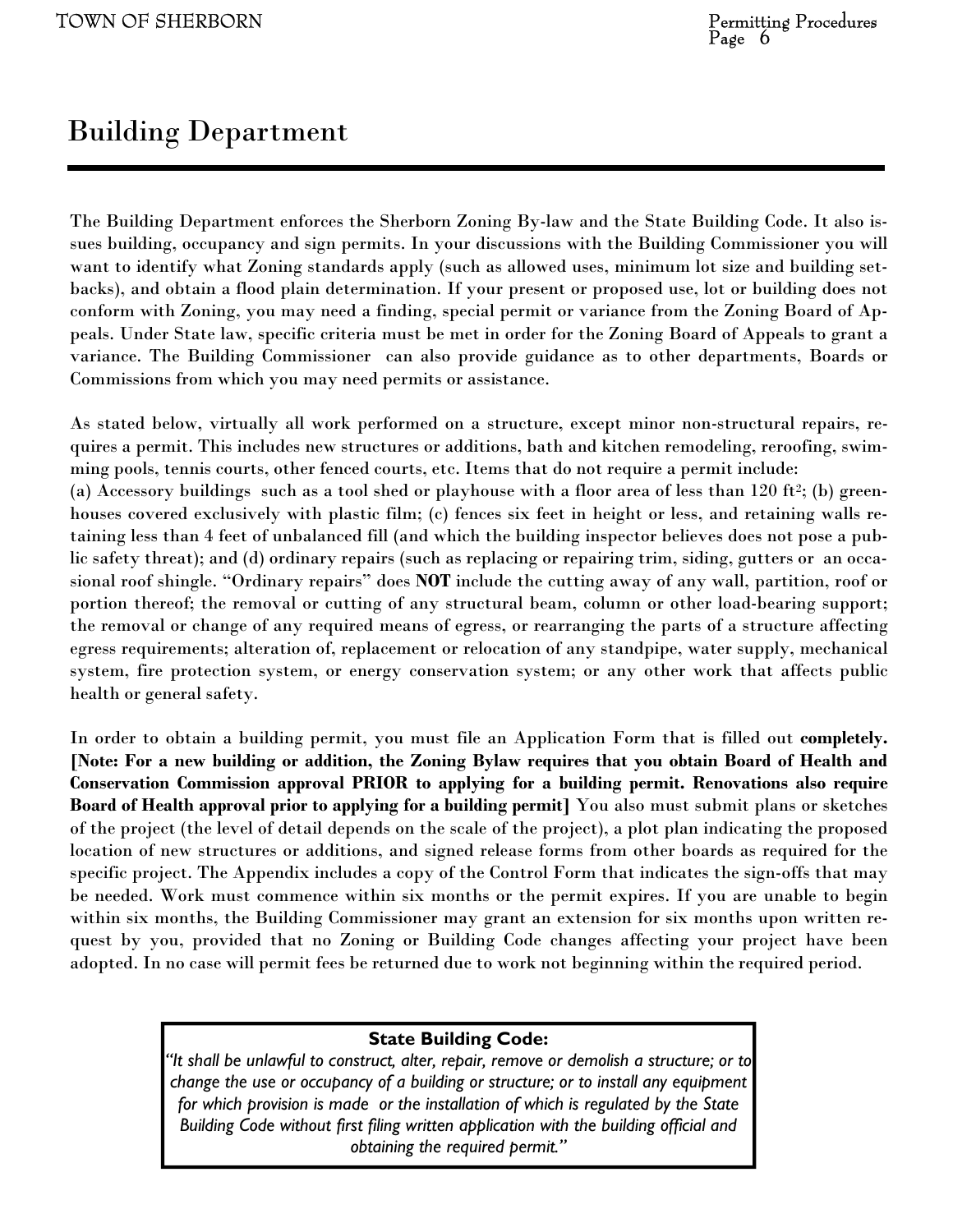# Building Department

The Building Department enforces the Sherborn Zoning By-law and the State Building Code. It also issues building, occupancy and sign permits. In your discussions with the Building Commissioner you will want to identify what Zoning standards apply (such as allowed uses, minimum lot size and building setbacks), and obtain a flood plain determination. If your present or proposed use, lot or building does not conform with Zoning, you may need a finding, special permit or variance from the Zoning Board of Appeals. Under State law, specific criteria must be met in order for the Zoning Board of Appeals to grant a variance. The Building Commissioner can also provide guidance as to other departments, Boards or Commissions from which you may need permits or assistance.

As stated below, virtually all work performed on a structure, except minor non-structural repairs, requires a permit. This includes new structures or additions, bath and kitchen remodeling, reroofing, swimming pools, tennis courts, other fenced courts, etc. Items that do not require a permit include:
(a) Accessory buildings such as a tool shed or playhouse with a floor area of less than 120 $ft^2$; (b) greenhouses covered exclusively with plastic film; (c) fences six feet in height or less, and retaining walls retaining less than 4 feet of unbalanced fill (and which the building inspector believes does not pose a public safety threat); and (d) ordinary repairs (such as replacing or repairing trim, siding, gutters or an occasional roof shingle. "Ordinary repairs" does **NOT** include the cutting away of any wall, partition, roof or portion thereof; the removal or cutting of any structural beam, column or other load-bearing support; the removal or change of any required means of egress, or rearranging the parts of a structure affecting egress requirements; alteration of, replacement or relocation of any standpipe, water supply, mechanical system, fire protection system, or energy conservation system; or any other work that affects public health or general safety.

In order to obtain a building permit, you must file an Application Form that is filled out **completely. [Note: For a new building or addition, the Zoning Bylaw requires that you obtain Board of Health and Conservation Commission approval PRIOR to applying for a building permit. Renovations also require Board of Health approval prior to applying for a building permit]** You also must submit plans or sketches of the project (the level of detail depends on the scale of the project), a plot plan indicating the proposed location of new structures or additions, and signed release forms from other boards as required for the specific project. The Appendix includes a copy of the Control Form that indicates the sign-offs that may be needed. Work must commence within six months or the permit expires. If you are unable to begin within six months, the Building Commissioner may grant an extension for six months upon written request by you, provided that no Zoning or Building Code changes affecting your project have been adopted. In no case will permit fees be returned due to work not beginning within the required period.

**State Building Code:**

*"It shall be unlawful to construct, alter, repair, remove or demolish a structure; or to change the use or occupancy of a building or structure; or to install any equipment for which provision is made or the installation of which is regulated by the State Building Code without first filing written application with the building official and obtaining the required permit."*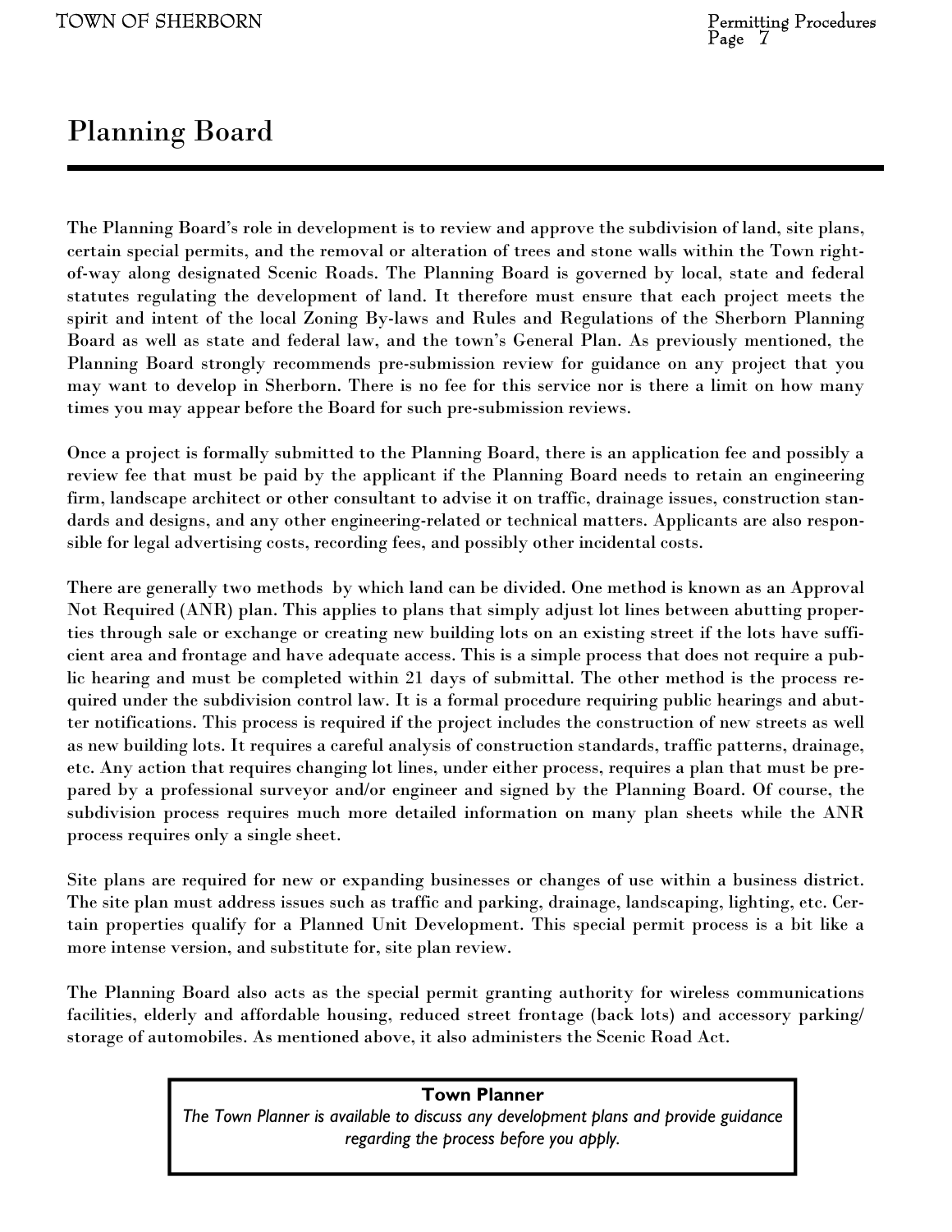# Planning Board

The Planning Board's role in development is to review and approve the subdivision of land, site plans, certain special permits, and the removal or alteration of trees and stone walls within the Town right-of-way along designated Scenic Roads. The Planning Board is governed by local, state and federal statutes regulating the development of land. It therefore must ensure that each project meets the spirit and intent of the local Zoning By-laws and Rules and Regulations of the Sherborn Planning Board as well as state and federal law, and the town's General Plan. As previously mentioned, the Planning Board strongly recommends pre-submission review for guidance on any project that you may want to develop in Sherborn. There is no fee for this service nor is there a limit on how many times you may appear before the Board for such pre-submission reviews.

Once a project is formally submitted to the Planning Board, there is an application fee and possibly a review fee that must be paid by the applicant if the Planning Board needs to retain an engineering firm, landscape architect or other consultant to advise it on traffic, drainage issues, construction standards and designs, and any other engineering-related or technical matters. Applicants are also responsible for legal advertising costs, recording fees, and possibly other incidental costs.

There are generally two methods by which land can be divided. One method is known as an Approval Not Required (ANR) plan. This applies to plans that simply adjust lot lines between abutting properties through sale or exchange or creating new building lots on an existing street if the lots have sufficient area and frontage and have adequate access. This is a simple process that does not require a public hearing and must be completed within 21 days of submittal. The other method is the process required under the subdivision control law. It is a formal procedure requiring public hearings and abutter notifications. This process is required if the project includes the construction of new streets as well as new building lots. It requires a careful analysis of construction standards, traffic patterns, drainage, etc. Any action that requires changing lot lines, under either process, requires a plan that must be prepared by a professional surveyor and/or engineer and signed by the Planning Board. Of course, the subdivision process requires much more detailed information on many plan sheets while the ANR process requires only a single sheet.

Site plans are required for new or expanding businesses or changes of use within a business district. The site plan must address issues such as traffic and parking, drainage, landscaping, lighting, etc. Certain properties qualify for a Planned Unit Development. This special permit process is a bit like a more intense version, and substitute for, site plan review.

The Planning Board also acts as the special permit granting authority for wireless communications facilities, elderly and affordable housing, reduced street frontage (back lots) and accessory parking/storage of automobiles. As mentioned above, it also administers the Scenic Road Act.

**Town Planner**

*The Town Planner is available to discuss any development plans and provide guidance regarding the process before you apply.*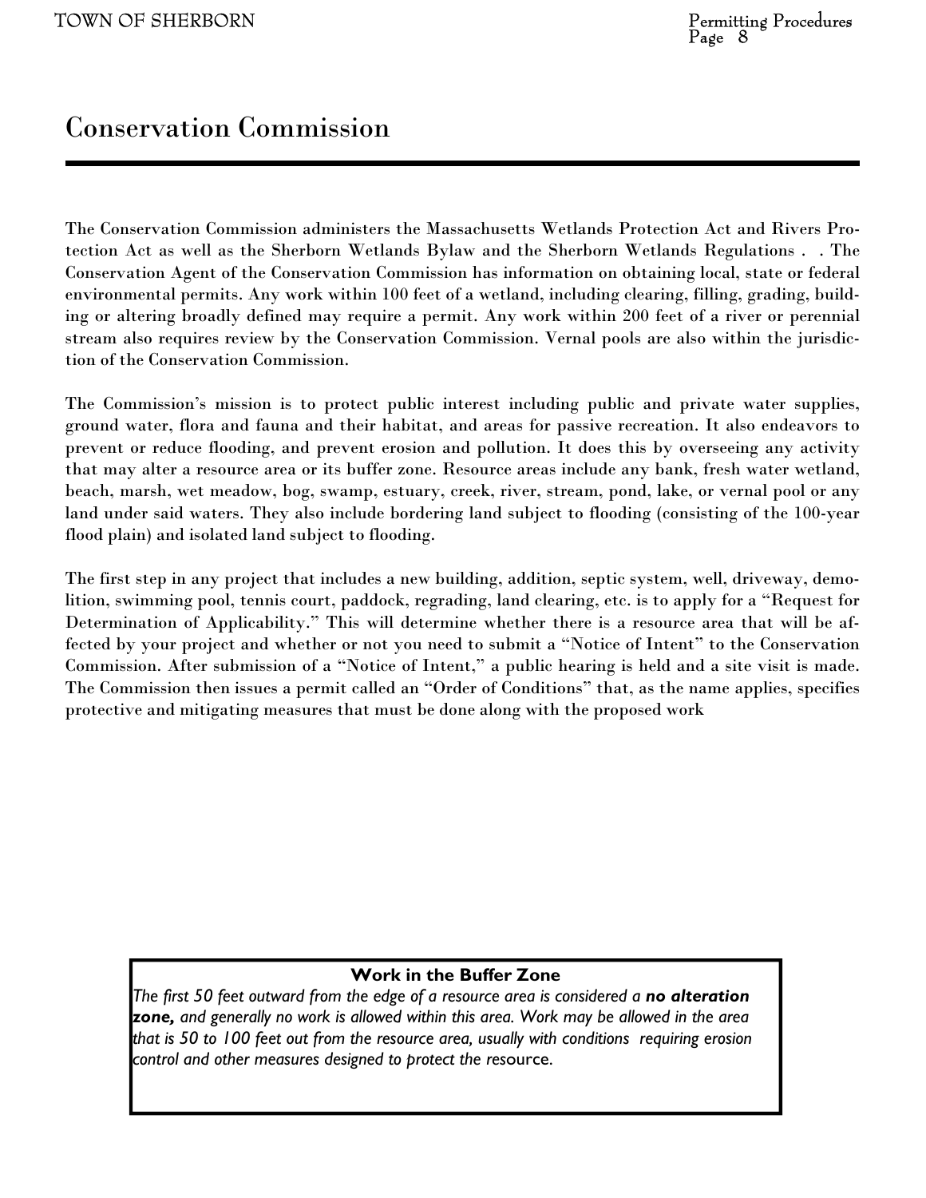# Conservation Commission

The Conservation Commission administers the Massachusetts Wetlands Protection Act and Rivers Protection Act as well as the Sherborn Wetlands Bylaw and the Sherborn Wetlands Regulations . . The Conservation Agent of the Conservation Commission has information on obtaining local, state or federal environmental permits. Any work within 100 feet of a wetland, including clearing, filling, grading, building or altering broadly defined may require a permit. Any work within 200 feet of a river or perennial stream also requires review by the Conservation Commission. Vernal pools are also within the jurisdiction of the Conservation Commission.

The Commission's mission is to protect public interest including public and private water supplies, ground water, flora and fauna and their habitat, and areas for passive recreation. It also endeavors to prevent or reduce flooding, and prevent erosion and pollution. It does this by overseeing any activity that may alter a resource area or its buffer zone. Resource areas include any bank, fresh water wetland, beach, marsh, wet meadow, bog, swamp, estuary, creek, river, stream, pond, lake, or vernal pool or any land under said waters. They also include bordering land subject to flooding (consisting of the 100-year flood plain) and isolated land subject to flooding.

The first step in any project that includes a new building, addition, septic system, well, driveway, demolition, swimming pool, tennis court, paddock, regrading, land clearing, etc. is to apply for a "Request for Determination of Applicability." This will determine whether there is a resource area that will be affected by your project and whether or not you need to submit a "Notice of Intent" to the Conservation Commission. After submission of a "Notice of Intent," a public hearing is held and a site visit is made. The Commission then issues a permit called an "Order of Conditions" that, as the name applies, specifies protective and mitigating measures that must be done along with the proposed work

**Work in the Buffer Zone**

*The first 50 feet outward from the edge of a resource area is considered a* ***no alteration zone,*** *and generally no work is allowed within this area. Work may be allowed in the area that is 50 to 100 feet out from the resource area, usually with conditions requiring erosion control and other measures designed to protect the resource.*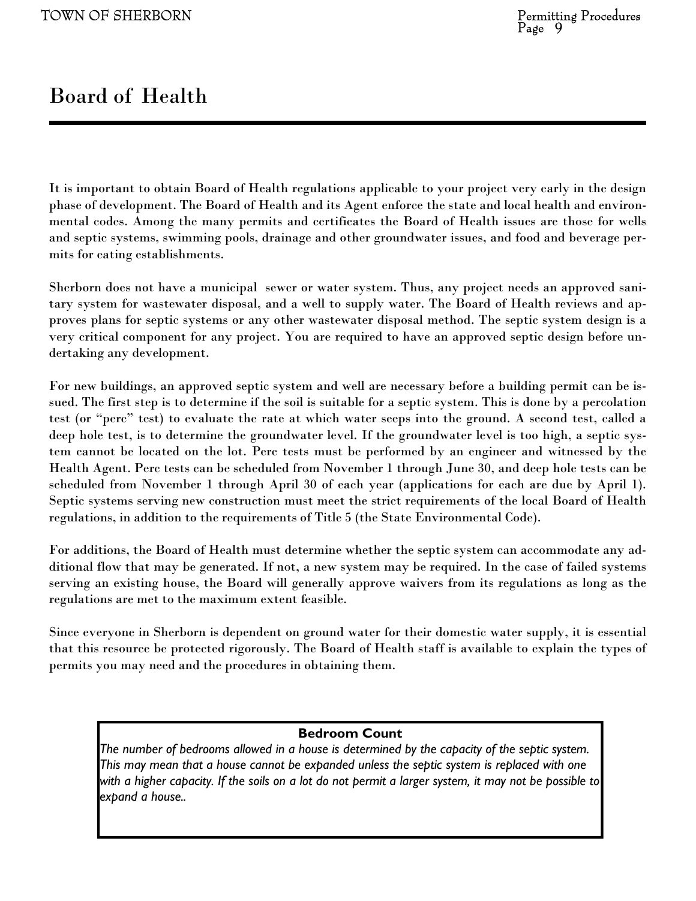# Board of Health

It is important to obtain Board of Health regulations applicable to your project very early in the design phase of development. The Board of Health and its Agent enforce the state and local health and environmental codes. Among the many permits and certificates the Board of Health issues are those for wells and septic systems, swimming pools, drainage and other groundwater issues, and food and beverage permits for eating establishments.

Sherborn does not have a municipal sewer or water system. Thus, any project needs an approved sanitary system for wastewater disposal, and a well to supply water. The Board of Health reviews and approves plans for septic systems or any other wastewater disposal method. The septic system design is a very critical component for any project. You are required to have an approved septic design before undertaking any development.

For new buildings, an approved septic system and well are necessary before a building permit can be issued. The first step is to determine if the soil is suitable for a septic system. This is done by a percolation test (or "perc" test) to evaluate the rate at which water seeps into the ground. A second test, called a deep hole test, is to determine the groundwater level. If the groundwater level is too high, a septic system cannot be located on the lot. Perc tests must be performed by an engineer and witnessed by the Health Agent. Perc tests can be scheduled from November 1 through June 30, and deep hole tests can be scheduled from November 1 through April 30 of each year (applications for each are due by April 1). Septic systems serving new construction must meet the strict requirements of the local Board of Health regulations, in addition to the requirements of Title 5 (the State Environmental Code).

For additions, the Board of Health must determine whether the septic system can accommodate any additional flow that may be generated. If not, a new system may be required. In the case of failed systems serving an existing house, the Board will generally approve waivers from its regulations as long as the regulations are met to the maximum extent feasible.

Since everyone in Sherborn is dependent on ground water for their domestic water supply, it is essential that this resource be protected rigorously. The Board of Health staff is available to explain the types of permits you may need and the procedures in obtaining them.

**Bedroom Count**

*The number of bedrooms allowed in a house is determined by the capacity of the septic system. This may mean that a house cannot be expanded unless the septic system is replaced with one with a higher capacity. If the soils on a lot do not permit a larger system, it may not be possible to expand a house..*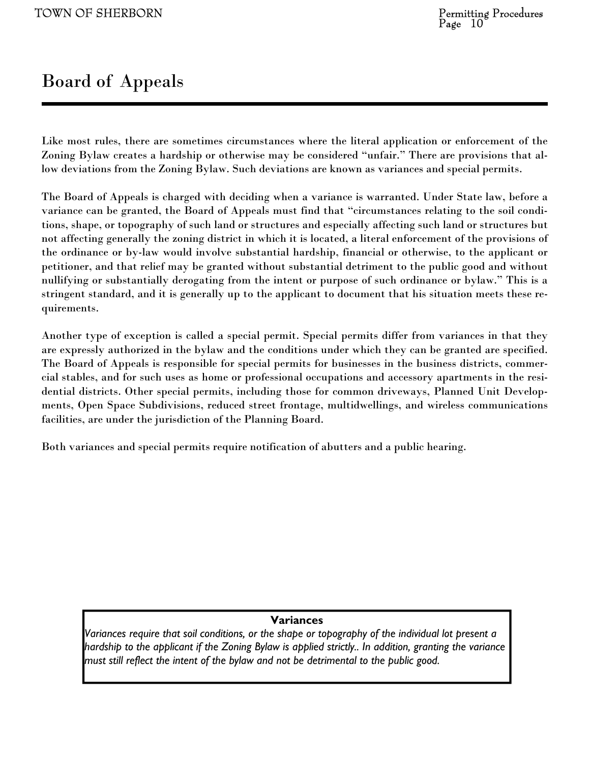# Board of Appeals

Like most rules, there are sometimes circumstances where the literal application or enforcement of the Zoning Bylaw creates a hardship or otherwise may be considered "unfair." There are provisions that allow deviations from the Zoning Bylaw. Such deviations are known as variances and special permits.

The Board of Appeals is charged with deciding when a variance is warranted. Under State law, before a variance can be granted, the Board of Appeals must find that "circumstances relating to the soil conditions, shape, or topography of such land or structures and especially affecting such land or structures but not affecting generally the zoning district in which it is located, a literal enforcement of the provisions of the ordinance or by-law would involve substantial hardship, financial or otherwise, to the applicant or petitioner, and that relief may be granted without substantial detriment to the public good and without nullifying or substantially derogating from the intent or purpose of such ordinance or bylaw." This is a stringent standard, and it is generally up to the applicant to document that his situation meets these requirements.

Another type of exception is called a special permit. Special permits differ from variances in that they are expressly authorized in the bylaw and the conditions under which they can be granted are specified. The Board of Appeals is responsible for special permits for businesses in the business districts, commercial stables, and for such uses as home or professional occupations and accessory apartments in the residential districts. Other special permits, including those for common driveways, Planned Unit Developments, Open Space Subdivisions, reduced street frontage, multidwellings, and wireless communications facilities, are under the jurisdiction of the Planning Board.

Both variances and special permits require notification of abutters and a public hearing.

**Variances**

*Variances require that soil conditions, or the shape or topography of the individual lot present a hardship to the applicant if the Zoning Bylaw is applied strictly.. In addition, granting the variance must still reflect the intent of the bylaw and not be detrimental to the public good.*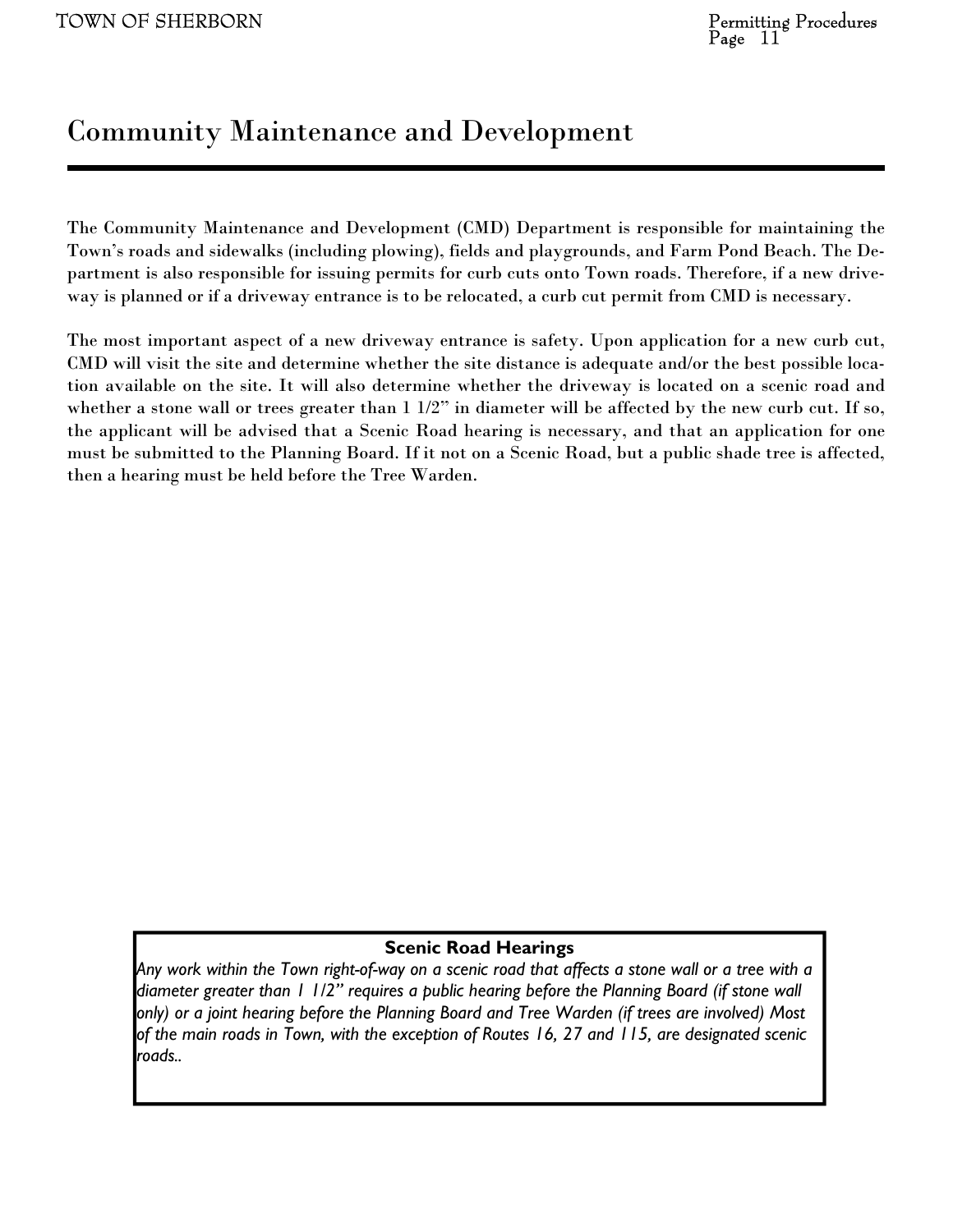# Community Maintenance and Development

The Community Maintenance and Development (CMD) Department is responsible for maintaining the Town's roads and sidewalks (including plowing), fields and playgrounds, and Farm Pond Beach. The Department is also responsible for issuing permits for curb cuts onto Town roads. Therefore, if a new driveway is planned or if a driveway entrance is to be relocated, a curb cut permit from CMD is necessary.

The most important aspect of a new driveway entrance is safety. Upon application for a new curb cut, CMD will visit the site and determine whether the site distance is adequate and/or the best possible location available on the site. It will also determine whether the driveway is located on a scenic road and whether a stone wall or trees greater than 1 1/2" in diameter will be affected by the new curb cut. If so, the applicant will be advised that a Scenic Road hearing is necessary, and that an application for one must be submitted to the Planning Board. If it not on a Scenic Road, but a public shade tree is affected, then a hearing must be held before the Tree Warden.

**Scenic Road Hearings**

*Any work within the Town right-of-way on a scenic road that affects a stone wall or a tree with a diameter greater than 1 1/2" requires a public hearing before the Planning Board (if stone wall only) or a joint hearing before the Planning Board and Tree Warden (if trees are involved) Most of the main roads in Town, with the exception of Routes 16, 27 and 115, are designated scenic roads..*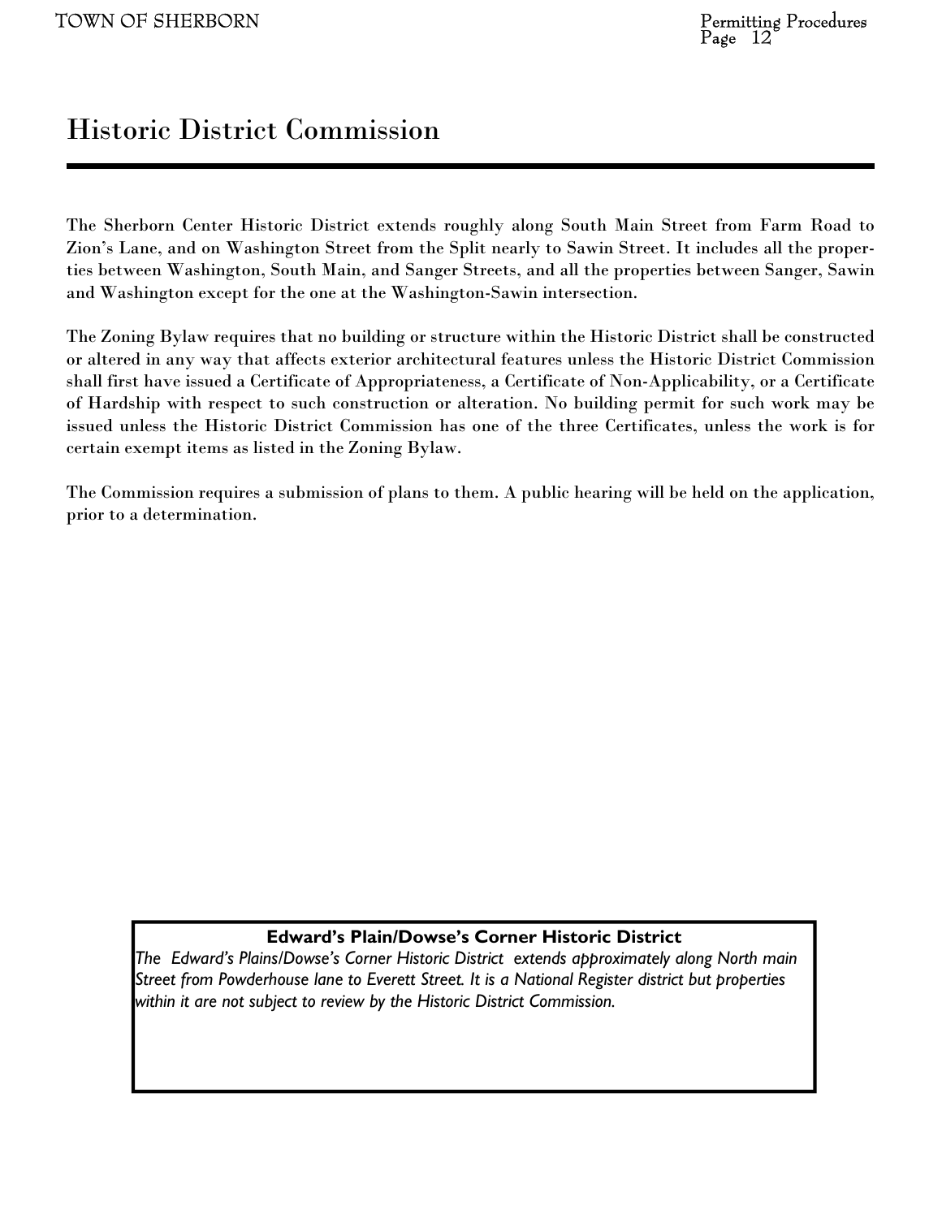# Historic District Commission

The Sherborn Center Historic District extends roughly along South Main Street from Farm Road to Zion's Lane, and on Washington Street from the Split nearly to Sawin Street. It includes all the properties between Washington, South Main, and Sanger Streets, and all the properties between Sanger, Sawin and Washington except for the one at the Washington-Sawin intersection.

The Zoning Bylaw requires that no building or structure within the Historic District shall be constructed or altered in any way that affects exterior architectural features unless the Historic District Commission shall first have issued a Certificate of Appropriateness, a Certificate of Non-Applicability, or a Certificate of Hardship with respect to such construction or alteration. No building permit for such work may be issued unless the Historic District Commission has one of the three Certificates, unless the work is for certain exempt items as listed in the Zoning Bylaw.

The Commission requires a submission of plans to them. A public hearing will be held on the application, prior to a determination.

**Edward's Plain/Dowse's Corner Historic District**

*The Edward's Plains/Dowse's Corner Historic District extends approximately along North main Street from Powderhouse lane to Everett Street. It is a National Register district but properties within it are not subject to review by the Historic District Commission.*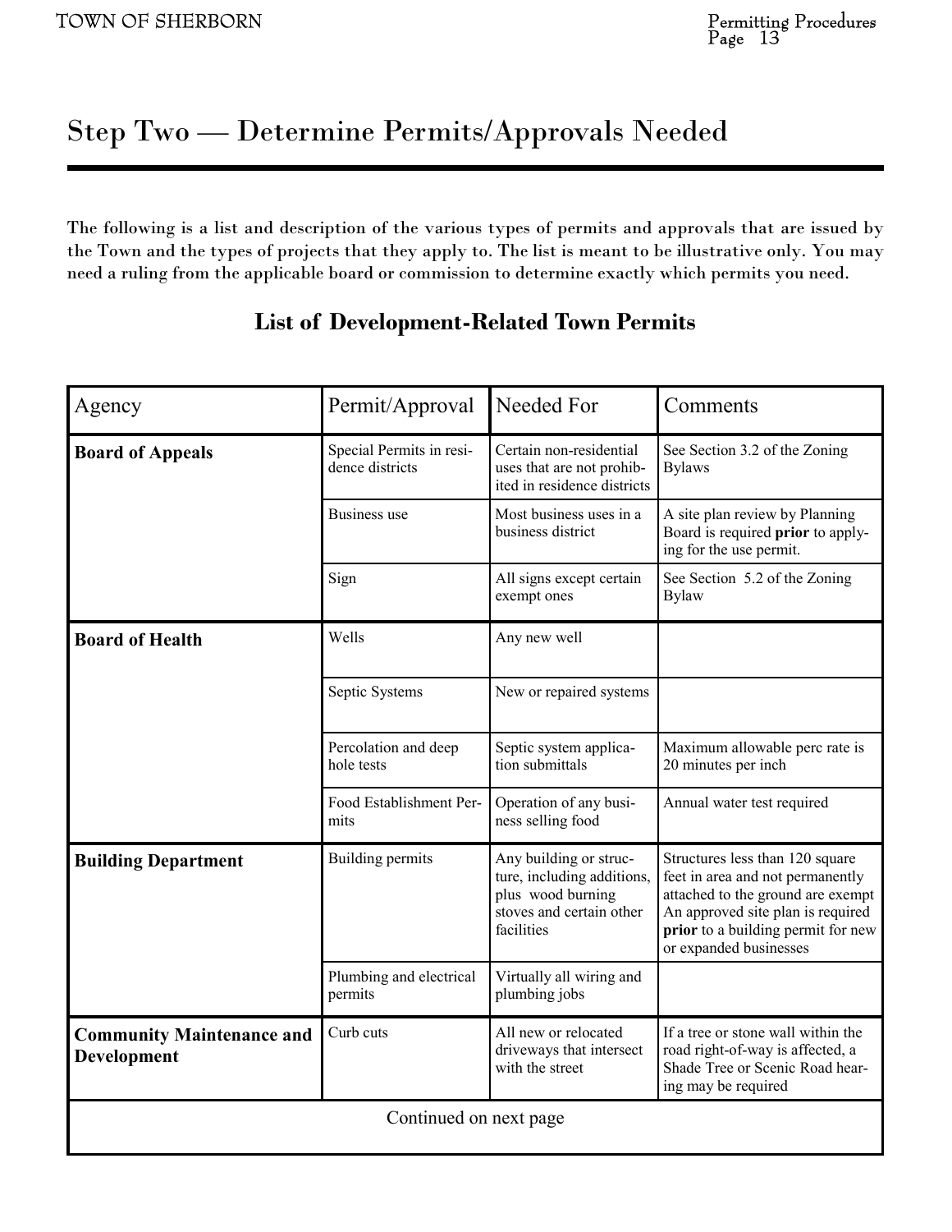# Step Two — Determine Permits/Approvals Needed

**The following is a list and description of the various types of permits and approvals that are issued by the Town and the types of projects that they apply to. The list is meant to be illustrative only. You may need a ruling from the applicable board or commission to determine exactly which permits you need.**

## List of Development-Related Town Permits

| Agency | Permit/Approval | Needed For | Comments |
|---|---|---|---|
| **Board of Appeals** | Special Permits in residence districts | Certain non-residential uses that are not prohibited in residence districts | See Section 3.2 of the Zoning Bylaws |
| | Business use | Most business uses in a business district | A site plan review by Planning Board is required **prior** to applying for the use permit. |
| | Sign | All signs except certain exempt ones | See Section 5.2 of the Zoning Bylaw |
| **Board of Health** | Wells | Any new well | |
| | Septic Systems | New or repaired systems | |
| | Percolation and deep hole tests | Septic system application submittals | Maximum allowable perc rate is 20 minutes per inch |
| | Food Establishment Permits | Operation of any business selling food | Annual water test required |
| **Building Department** | Building permits | Any building or structure, including additions, plus wood burning stoves and certain other facilities | Structures less than 120 square feet in area and not permanently attached to the ground are exempt An approved site plan is required **prior** to a building permit for new or expanded businesses |
| | Plumbing and electrical permits | Virtually all wiring and plumbing jobs | |
| **Community Maintenance and Development** | Curb cuts | All new or relocated driveways that intersect with the street | If a tree or stone wall within the road right-of-way is affected, a Shade Tree or Scenic Road hearing may be required |

Continued on next page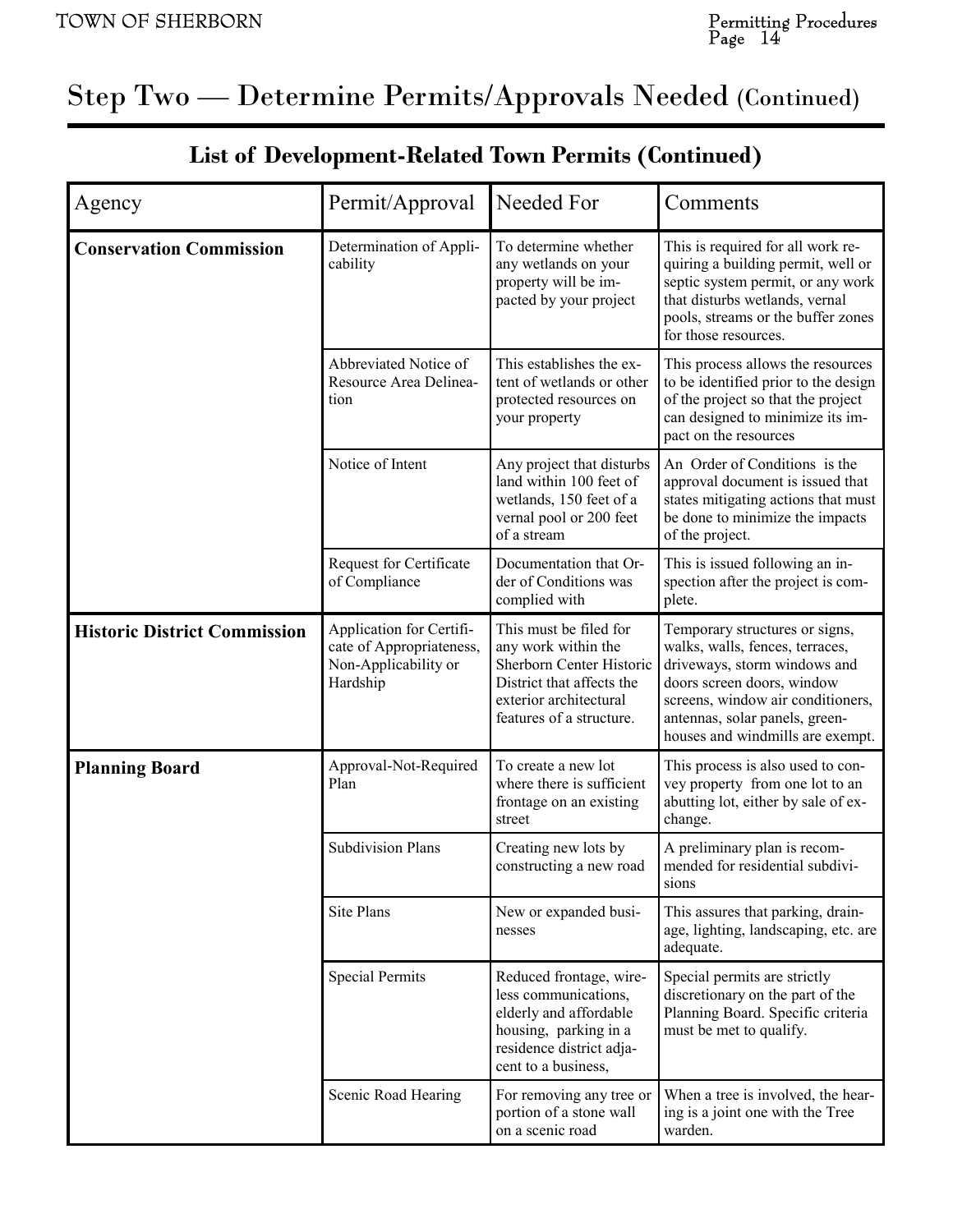## Step Two — Determine Permits/Approvals Needed (Continued)

### List of Development-Related Town Permits (Continued)

| Agency | Permit/Approval | Needed For | Comments |
|---|---|---|---|
| **Conservation Commission** | Determination of Applicability | To determine whether any wetlands on your property will be impacted by your project | This is required for all work requiring a building permit, well or septic system permit, or any work that disturbs wetlands, vernal pools, streams or the buffer zones for those resources. |
| | Abbreviated Notice of Resource Area Delineation | This establishes the extent of wetlands or other protected resources on your property | This process allows the resources to be identified prior to the design of the project so that the project can designed to minimize its impact on the resources |
| | Notice of Intent | Any project that disturbs land within 100 feet of wetlands, 150 feet of a vernal pool or 200 feet of a stream | An Order of Conditions is the approval document is issued that states mitigating actions that must be done to minimize the impacts of the project. |
| | Request for Certificate of Compliance | Documentation that Order of Conditions was complied with | This is issued following an inspection after the project is complete. |
| **Historic District Commission** | Application for Certificate of Appropriateness, Non-Applicability or Hardship | This must be filed for any work within the Sherborn Center Historic District that affects the exterior architectural features of a structure. | Temporary structures or signs, walks, walls, fences, terraces, driveways, storm windows and doors screen doors, window screens, window air conditioners, antennas, solar panels, greenhouses and windmills are exempt. |
| **Planning Board** | Approval-Not-Required Plan | To create a new lot where there is sufficient frontage on an existing street | This process is also used to convey property from one lot to an abutting lot, either by sale of exchange. |
| | Subdivision Plans | Creating new lots by constructing a new road | A preliminary plan is recommended for residential subdivisions |
| | Site Plans | New or expanded businesses | This assures that parking, drainage, lighting, landscaping, etc. are adequate. |
| | Special Permits | Reduced frontage, wireless communications, elderly and affordable housing, parking in a residence district adjacent to a business, | Special permits are strictly discretionary on the part of the Planning Board. Specific criteria must be met to qualify. |
| | Scenic Road Hearing | For removing any tree or portion of a stone wall on a scenic road | When a tree is involved, the hearing is a joint one with the Tree warden. |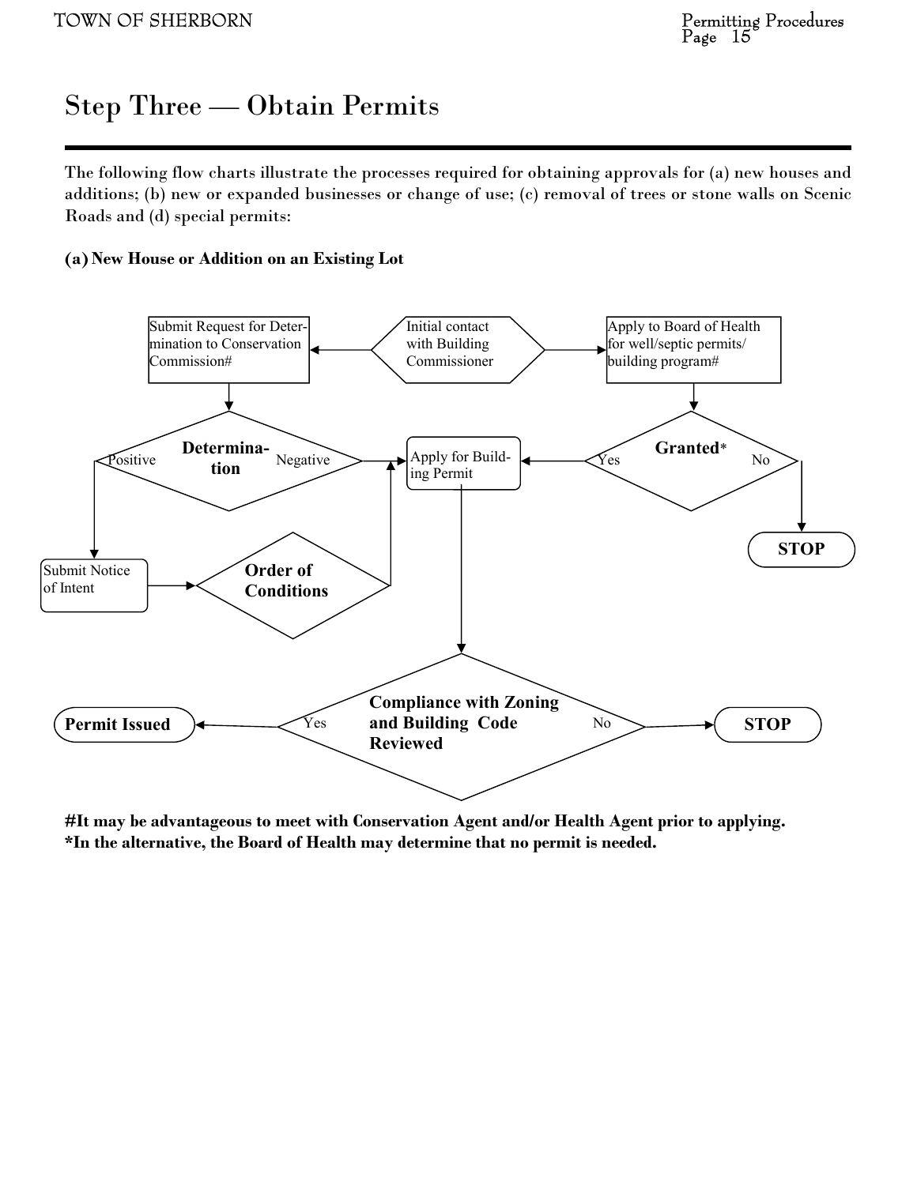# Step Three — Obtain Permits

The following flow charts illustrate the processes required for obtaining approvals for (a) new houses and additions; (b) new or expanded businesses or change of use; (c) removal of trees or stone walls on Scenic Roads and (d) special permits:

**(a) New House or Addition on an Existing Lot**

Initial contact with Building Commissioner

Submit Request for Determination to Conservation Commission#

Apply to Board of Health for well/septic permits/ building program#

**Determination**

Positive

Negative

Apply for Building Permit

**Granted***

Yes

No

**STOP**

Submit Notice of Intent

**Order of Conditions**

**Compliance with Zoning and Building Code Reviewed**

Yes

No

**Permit Issued**

**STOP**

**#It may be advantageous to meet with Conservation Agent and/or Health Agent prior to applying.**
**\*In the alternative, the Board of Health may determine that no permit is needed.**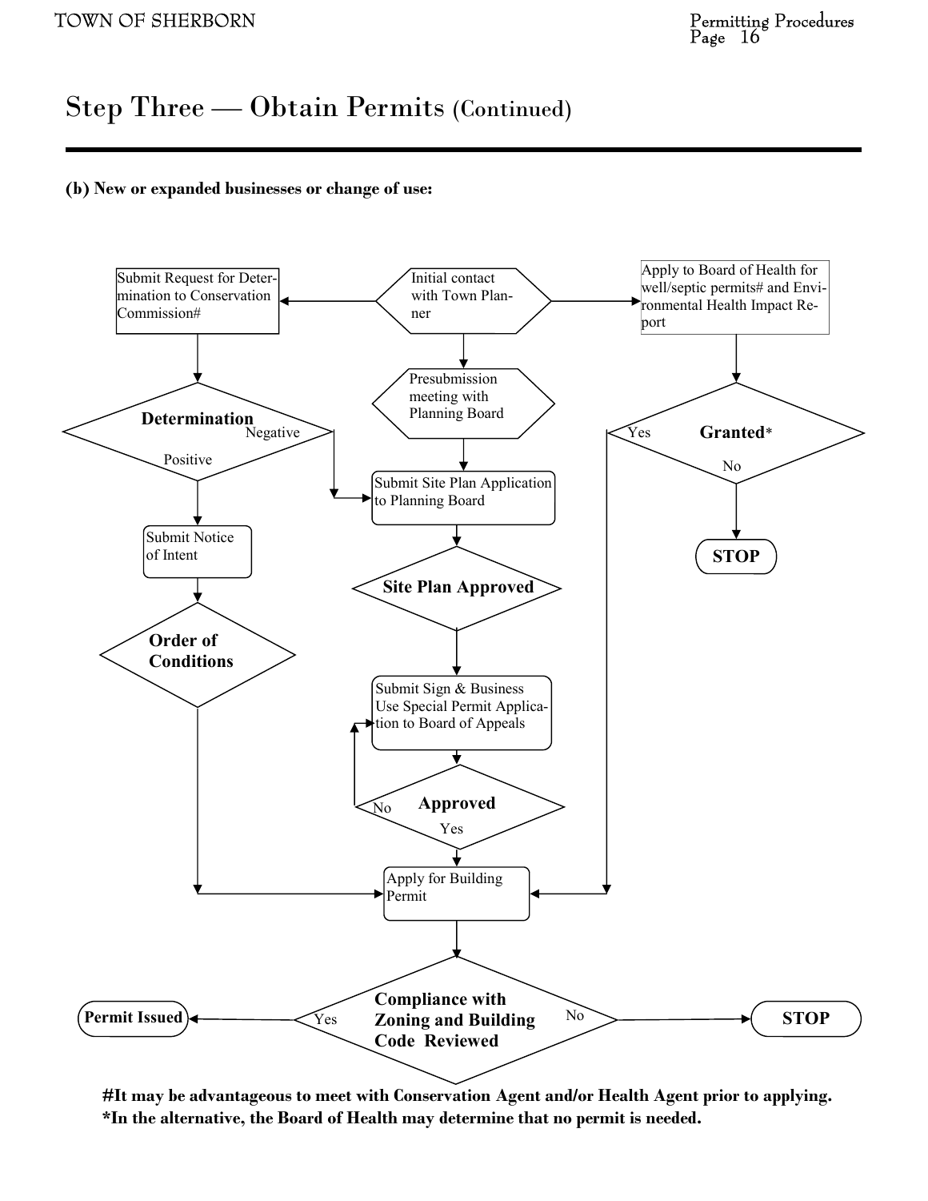# Step Three — Obtain Permits (Continued)

**(b) New or expanded businesses or change of use:**

Initial contact with Town Planner

- → Submit Request for Determination to Conservation Commission#
  - → **Determination**
    - Negative → Submit Site Plan Application to Planning Board
    - Positive → Submit Notice of Intent → **Order of Conditions** → Apply for Building Permit
- → Presubmission meeting with Planning Board
  - → Submit Site Plan Application to Planning Board
  - → **Site Plan Approved**
  - → Submit Sign & Business Use Special Permit Application to Board of Appeals
  - → **Approved**
    - No → Submit Sign & Business Use Special Permit Application to Board of Appeals
    - Yes → Apply for Building Permit
- → Apply to Board of Health for well/septic permits# and Environmental Health Impact Report
  - → **Granted***
    - Yes → Apply for Building Permit
    - No → **STOP**

Apply for Building Permit → **Compliance with Zoning and Building Code Reviewed**

- Yes → **Permit Issued**
- No → **STOP**

**#It may be advantageous to meet with Conservation Agent and/or Health Agent prior to applying.**

***In the alternative, the Board of Health may determine that no permit is needed.**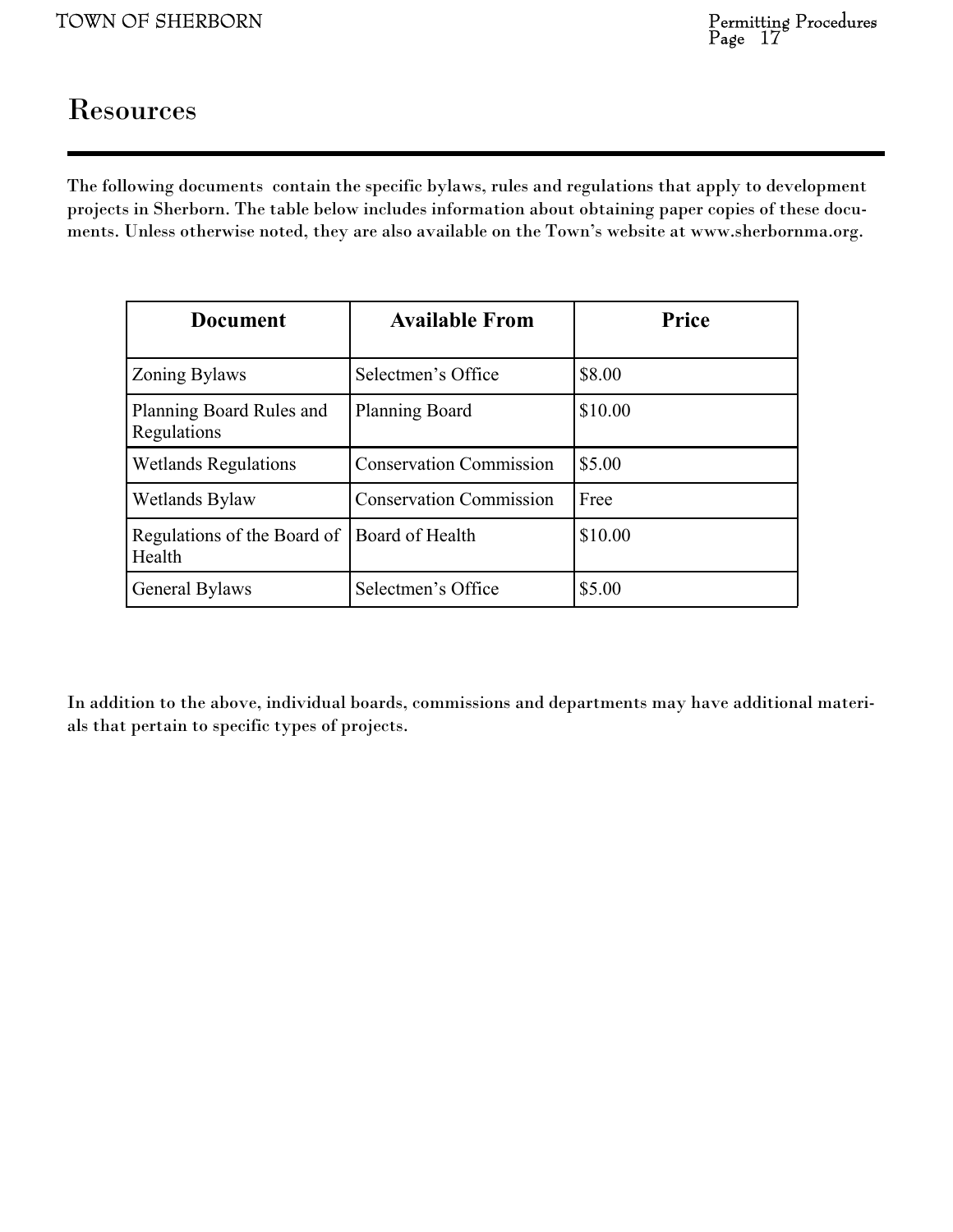# Resources

The following documents contain the specific bylaws, rules and regulations that apply to development projects in Sherborn. The table below includes information about obtaining paper copies of these documents. Unless otherwise noted, they are also available on the Town's website at www.sherbornma.org.

| Document | Available From | Price |
|---|---|---|
| Zoning Bylaws | Selectmen's Office | $8.00 |
| Planning Board Rules and Regulations | Planning Board | $10.00 |
| Wetlands Regulations | Conservation Commission | $5.00 |
| Wetlands Bylaw | Conservation Commission | Free |
| Regulations of the Board of Health | Board of Health | $10.00 |
| General Bylaws | Selectmen's Office | $5.00 |

In addition to the above, individual boards, commissions and departments may have additional materials that pertain to specific types of projects.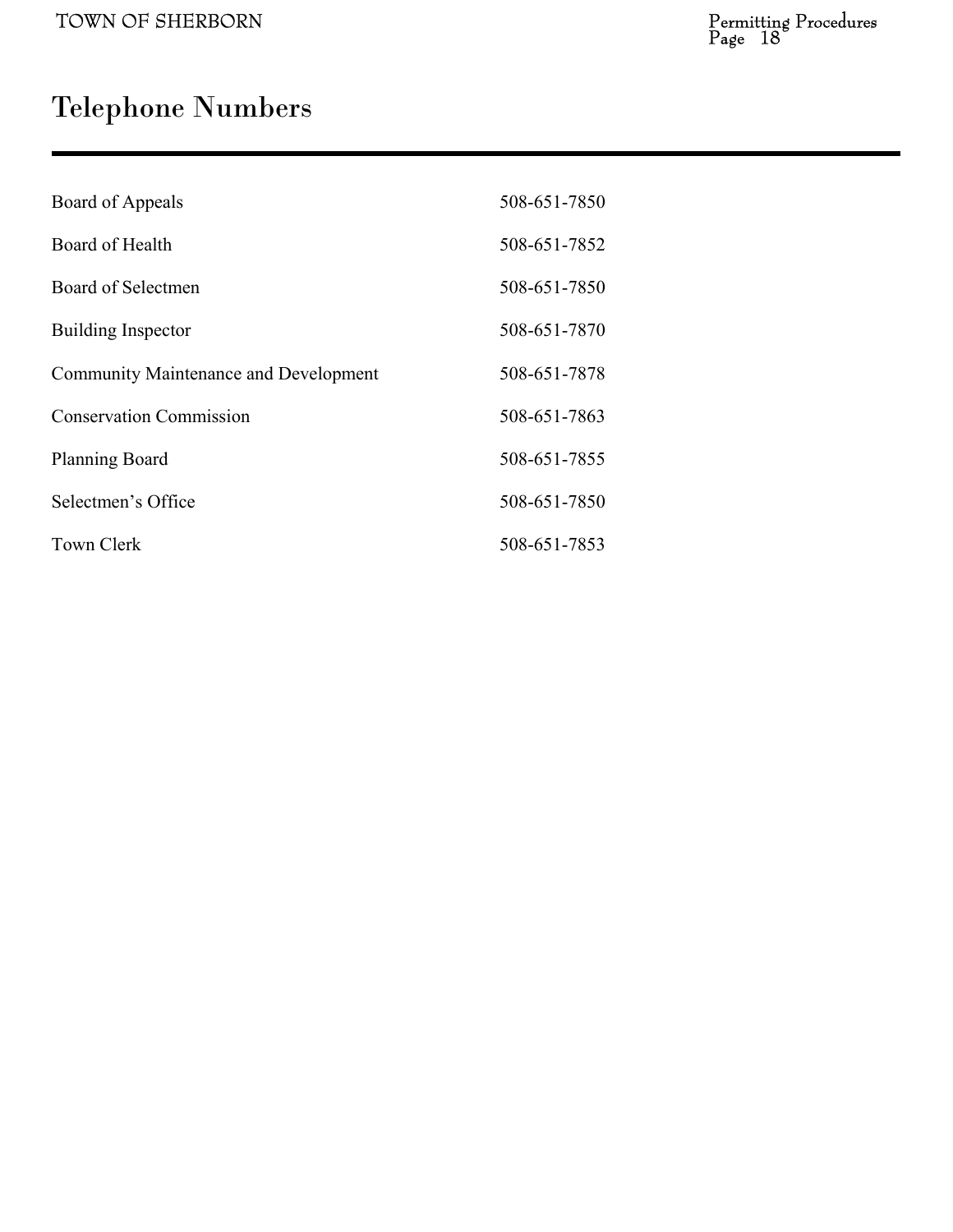# Telephone Numbers

| | |
|---|---|
| Board of Appeals | 508-651-7850 |
| Board of Health | 508-651-7852 |
| Board of Selectmen | 508-651-7850 |
| Building Inspector | 508-651-7870 |
| Community Maintenance and Development | 508-651-7878 |
| Conservation Commission | 508-651-7863 |
| Planning Board | 508-651-7855 |
| Selectmen's Office | 508-651-7850 |
| Town Clerk | 508-651-7853 |